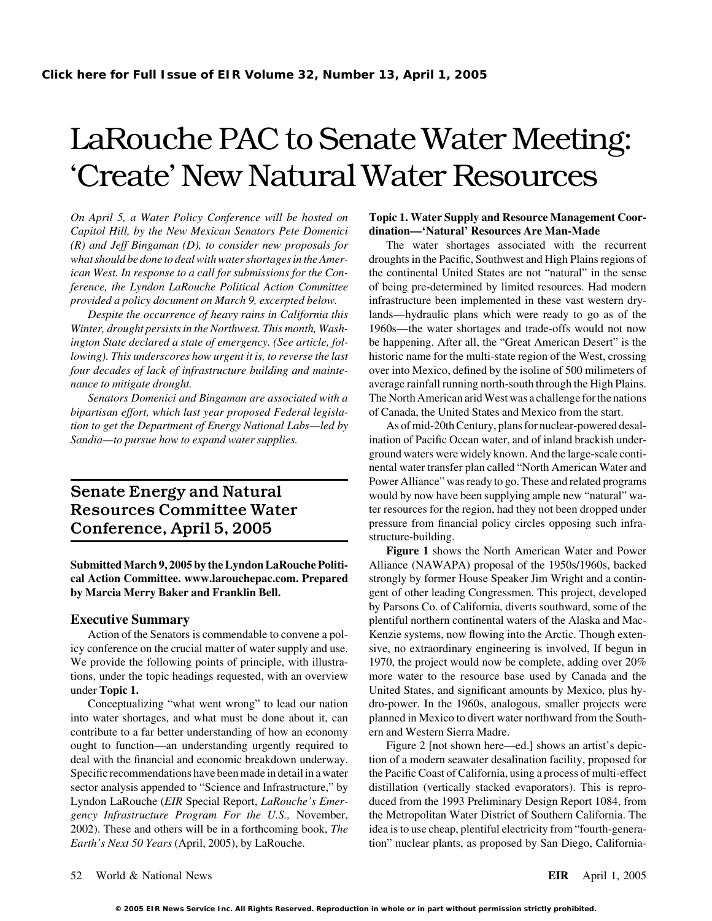**Click here for Full Issue of EIR Volume 32, Number 13, April 1, 2005**

# LaRouche PAC to Senate Water Meeting: 'Create' New Natural Water Resources

*On April 5, a Water Policy Conference will be hosted on Capitol Hill, by the New Mexican Senators Pete Domenici (R) and Jeff Bingaman (D), to consider new proposals for what should be done to deal with water shortages in the American West. In response to a call for submissions for the Conference, the Lyndon LaRouche Political Action Committee provided a policy document on March 9, excerpted below.*

*Despite the occurrence of heavy rains in California this Winter, drought persists in the Northwest. This month, Washington State declared a state of emergency. (See article, following). This underscores how urgent it is, to reverse the last four decades of lack of infrastructure building and maintenance to mitigate drought.*

*Senators Domenici and Bingaman are associated with a bipartisan effort, which last year proposed Federal legislation to get the Department of Energy National Labs—led by Sandia—to pursue how to expand water supplies.*

## Senate Energy and Natural Resources Committee Water Conference, April 5, 2005

**Submitted March 9, 2005 by the Lyndon LaRouche Political Action Committee. www.larouchepac.com. Prepared by Marcia Merry Baker and Franklin Bell.**

### Executive Summary

Action of the Senators is commendable to convene a policy conference on the crucial matter of water supply and use. We provide the following points of principle, with illustrations, under the topic headings requested, with an overview under **Topic 1.**

Conceptualizing "what went wrong" to lead our nation into water shortages, and what must be done about it, can contribute to a far better understanding of how an economy ought to function—an understanding urgently required to deal with the financial and economic breakdown underway. Specific recommendations have been made in detail in a water sector analysis appended to "Science and Infrastructure," by Lyndon LaRouche (*EIR* Special Report, *LaRouche's Emergency Infrastructure Program For the U.S.,* November, 2002). These and others will be in a forthcoming book, *The Earth's Next 50 Years* (April, 2005), by LaRouche.

**Topic 1. Water Supply and Resource Management Coordination—'Natural' Resources Are Man-Made**

The water shortages associated with the recurrent droughts in the Pacific, Southwest and High Plains regions of the continental United States are not "natural" in the sense of being pre-determined by limited resources. Had modern infrastructure been implemented in these vast western drylands—hydraulic plans which were ready to go as of the 1960s—the water shortages and trade-offs would not now be happening. After all, the "Great American Desert" is the historic name for the multi-state region of the West, crossing over into Mexico, defined by the isoline of 500 milimeters of average rainfall running north-south through the High Plains. The North American arid West was a challenge for the nations of Canada, the United States and Mexico from the start.

As of mid-20th Century, plans for nuclear-powered desalination of Pacific Ocean water, and of inland brackish underground waters were widely known. And the large-scale continental water transfer plan called "North American Water and Power Alliance" was ready to go. These and related programs would by now have been supplying ample new "natural" water resources for the region, had they not been dropped under pressure from financial policy circles opposing such infrastructure-building.

**Figure 1** shows the North American Water and Power Alliance (NAWAPA) proposal of the 1950s/1960s, backed strongly by former House Speaker Jim Wright and a contingent of other leading Congressmen. This project, developed by Parsons Co. of California, diverts southward, some of the plentiful northern continental waters of the Alaska and MacKenzie systems, now flowing into the Arctic. Though extensive, no extraordinary engineering is involved, If begun in 1970, the project would now be complete, adding over 20% more water to the resource base used by Canada and the United States, and significant amounts by Mexico, plus hydro-power. In the 1960s, analogous, smaller projects were planned in Mexico to divert water northward from the Southern and Western Sierra Madre.

Figure 2 [not shown here—ed.] shows an artist's depiction of a modern seawater desalination facility, proposed for the Pacific Coast of California, using a process of multi-effect distillation (vertically stacked evaporators). This is reproduced from the 1993 Preliminary Design Report 1084, from the Metropolitan Water District of Southern California. The idea is to use cheap, plentiful electricity from "fourth-generation" nuclear plants, as proposed by San Diego, California-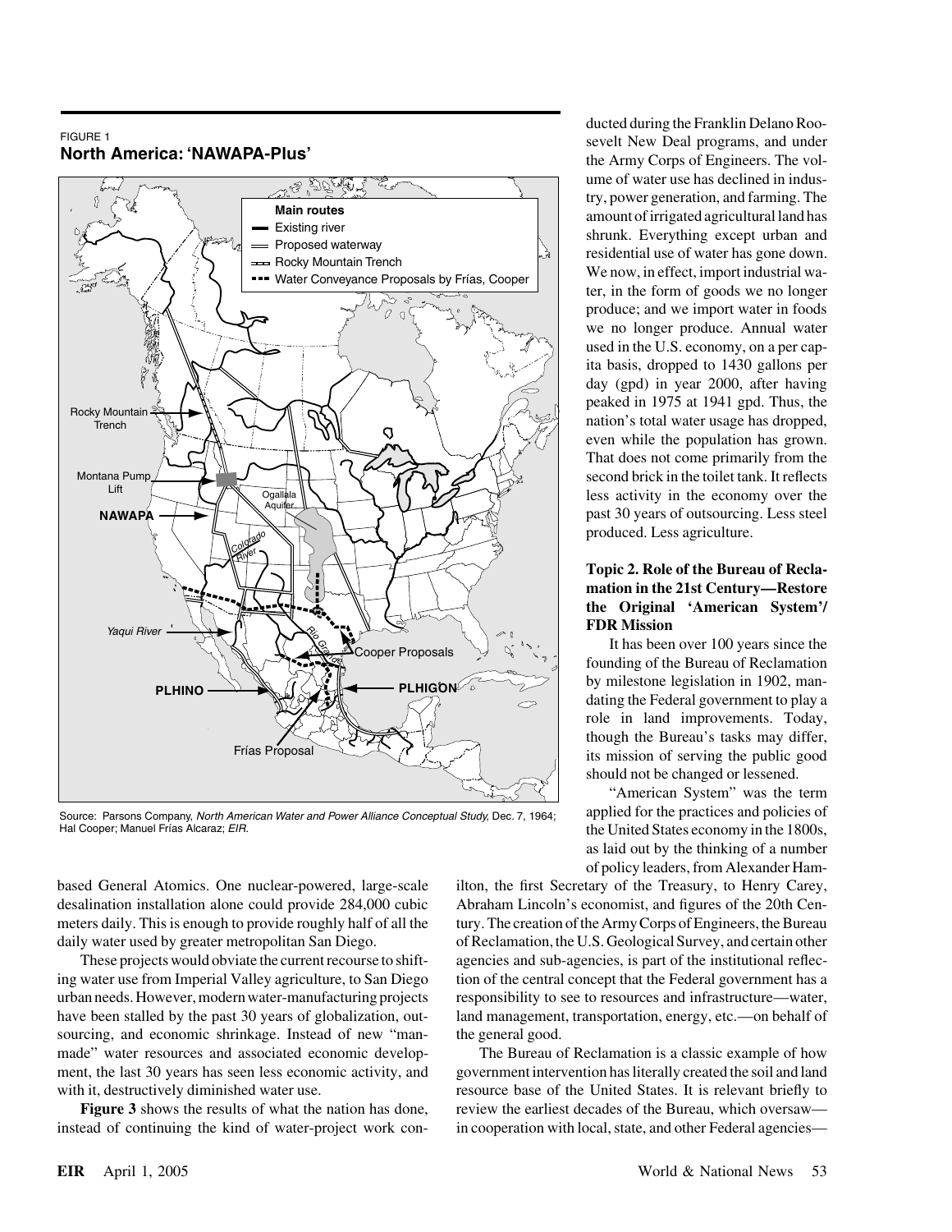FIGURE 1

**North America: 'NAWAPA-Plus'**

Source: Parsons Company, *North American Water and Power Alliance Conceptual Study,* Dec. 7, 1964; Hal Cooper; Manuel Frías Alcaraz; *EIR.*

based General Atomics. One nuclear-powered, large-scale desalination installation alone could provide 284,000 cubic meters daily. This is enough to provide roughly half of all the daily water used by greater metropolitan San Diego.

These projects would obviate the current recourse to shifting water use from Imperial Valley agriculture, to San Diego urban needs. However, modern water-manufacturing projects have been stalled by the past 30 years of globalization, outsourcing, and economic shrinkage. Instead of new "man-made" water resources and associated economic development, the last 30 years has seen less economic activity, and with it, destructively diminished water use.

**Figure 3** shows the results of what the nation has done, instead of continuing the kind of water-project work conducted during the Franklin Delano Roosevelt New Deal programs, and under the Army Corps of Engineers. The volume of water use has declined in industry, power generation, and farming. The amount of irrigated agricultural land has shrunk. Everything except urban and residential use of water has gone down. We now, in effect, import industrial water, in the form of goods we no longer produce; and we import water in foods we no longer produce. Annual water used in the U.S. economy, on a per capita basis, dropped to 1430 gallons per day (gpd) in year 2000, after having peaked in 1975 at 1941 gpd. Thus, the nation's total water usage has dropped, even while the population has grown. That does not come primarily from the second brick in the toilet tank. It reflects less activity in the economy over the past 30 years of outsourcing. Less steel produced. Less agriculture.

### Topic 2. Role of the Bureau of Reclamation in the 21st Century—Restore the Original 'American System'/FDR Mission

It has been over 100 years since the founding of the Bureau of Reclamation by milestone legislation in 1902, mandating the Federal government to play a role in land improvements. Today, though the Bureau's tasks may differ, its mission of serving the public good should not be changed or lessened.

"American System" was the term applied for the practices and policies of the United States economy in the 1800s, as laid out by the thinking of a number of policy leaders, from Alexander Hamilton, the first Secretary of the Treasury, to Henry Carey, Abraham Lincoln's economist, and figures of the 20th Century. The creation of the Army Corps of Engineers, the Bureau of Reclamation, the U.S. Geological Survey, and certain other agencies and sub-agencies, is part of the institutional reflection of the central concept that the Federal government has a responsibility to see to resources and infrastructure—water, land management, transportation, energy, etc.—on behalf of the general good.

The Bureau of Reclamation is a classic example of how government intervention has literally created the soil and land resource base of the United States. It is relevant briefly to review the earliest decades of the Bureau, which oversaw—in cooperation with local, state, and other Federal agencies—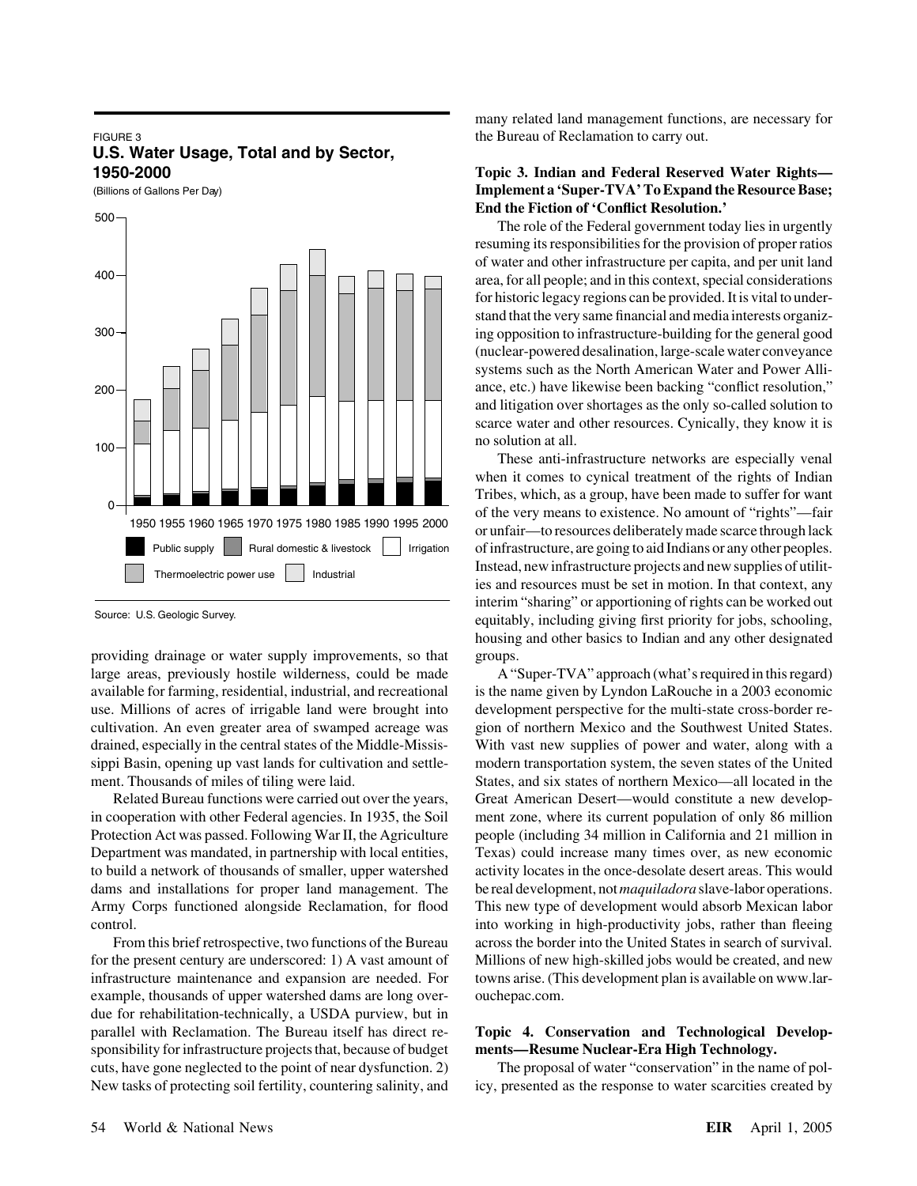FIGURE 3
**U.S. Water Usage, Total and by Sector, 1950-2000**
(Billions of Gallons Per Day)

Source: U.S. Geologic Survey.

providing drainage or water supply improvements, so that large areas, previously hostile wilderness, could be made available for farming, residential, industrial, and recreational use. Millions of acres of irrigable land were brought into cultivation. An even greater area of swamped acreage was drained, especially in the central states of the Middle-Mississippi Basin, opening up vast lands for cultivation and settlement. Thousands of miles of tiling were laid.

Related Bureau functions were carried out over the years, in cooperation with other Federal agencies. In 1935, the Soil Protection Act was passed. Following War II, the Agriculture Department was mandated, in partnership with local entities, to build a network of thousands of smaller, upper watershed dams and installations for proper land management. The Army Corps functioned alongside Reclamation, for flood control.

From this brief retrospective, two functions of the Bureau for the present century are underscored: 1) A vast amount of infrastructure maintenance and expansion are needed. For example, thousands of upper watershed dams are long overdue for rehabilitation-technically, a USDA purview, but in parallel with Reclamation. The Bureau itself has direct responsibility for infrastructure projects that, because of budget cuts, have gone neglected to the point of near dysfunction. 2) New tasks of protecting soil fertility, countering salinity, and many related land management functions, are necessary for the Bureau of Reclamation to carry out.

### Topic 3. Indian and Federal Reserved Water Rights—Implement a 'Super-TVA' To Expand the Resource Base; End the Fiction of 'Conflict Resolution.'

The role of the Federal government today lies in urgently resuming its responsibilities for the provision of proper ratios of water and other infrastructure per capita, and per unit land area, for all people; and in this context, special considerations for historic legacy regions can be provided. It is vital to understand that the very same financial and media interests organizing opposition to infrastructure-building for the general good (nuclear-powered desalination, large-scale water conveyance systems such as the North American Water and Power Alliance, etc.) have likewise been backing "conflict resolution," and litigation over shortages as the only so-called solution to scarce water and other resources. Cynically, they know it is no solution at all.

These anti-infrastructure networks are especially venal when it comes to cynical treatment of the rights of Indian Tribes, which, as a group, have been made to suffer for want of the very means to existence. No amount of "rights"—fair or unfair—to resources deliberately made scarce through lack of infrastructure, are going to aid Indians or any other peoples. Instead, new infrastructure projects and new supplies of utilities and resources must be set in motion. In that context, any interim "sharing" or apportioning of rights can be worked out equitably, including giving first priority for jobs, schooling, housing and other basics to Indian and any other designated groups.

A "Super-TVA" approach (what's required in this regard) is the name given by Lyndon LaRouche in a 2003 economic development perspective for the multi-state cross-border region of northern Mexico and the Southwest United States. With vast new supplies of power and water, along with a modern transportation system, the seven states of the United States, and six states of northern Mexico—all located in the Great American Desert—would constitute a new development zone, where its current population of only 86 million people (including 34 million in California and 21 million in Texas) could increase many times over, as new economic activity locates in the once-desolate desert areas. This would be real development, not *maquiladora* slave-labor operations. This new type of development would absorb Mexican labor into working in high-productivity jobs, rather than fleeing across the border into the United States in search of survival. Millions of new high-skilled jobs would be created, and new towns arise. (This development plan is available on www.larouchepac.com.

### Topic 4. Conservation and Technological Developments—Resume Nuclear-Era High Technology.

The proposal of water "conservation" in the name of policy, presented as the response to water scarcities created by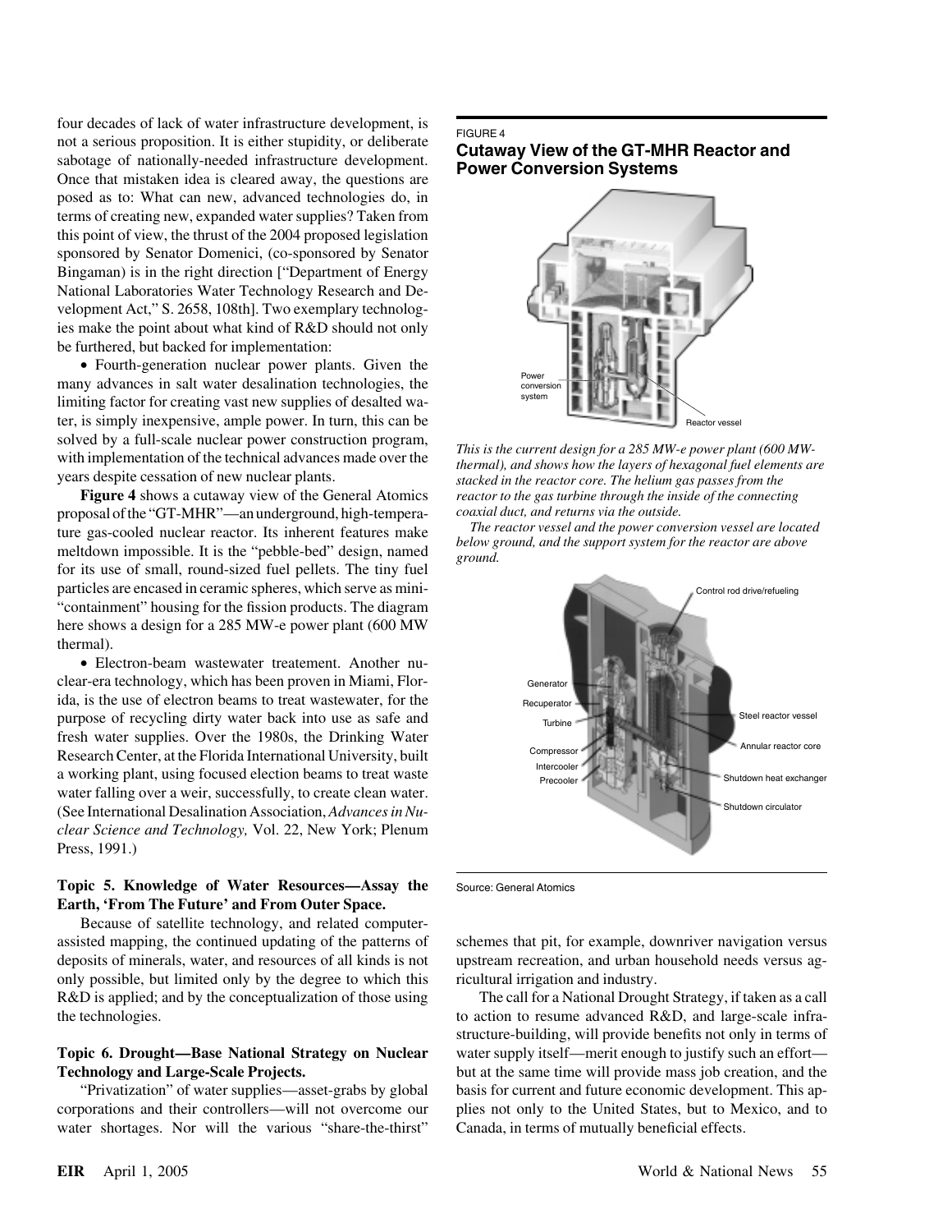four decades of lack of water infrastructure development, is not a serious proposition. It is either stupidity, or deliberate sabotage of nationally-needed infrastructure development. Once that mistaken idea is cleared away, the questions are posed as to: What can new, advanced technologies do, in terms of creating new, expanded water supplies? Taken from this point of view, the thrust of the 2004 proposed legislation sponsored by Senator Domenici, (co-sponsored by Senator Bingaman) is in the right direction ["Department of Energy National Laboratories Water Technology Research and Development Act," S. 2658, 108th]. Two exemplary technologies make the point about what kind of R&D should not only be furthered, but backed for implementation:

- Fourth-generation nuclear power plants. Given the many advances in salt water desalination technologies, the limiting factor for creating vast new supplies of desalted water, is simply inexpensive, ample power. In turn, this can be solved by a full-scale nuclear power construction program, with implementation of the technical advances made over the years despite cessation of new nuclear plants.

**Figure 4** shows a cutaway view of the General Atomics proposal of the "GT-MHR"—an underground, high-temperature gas-cooled nuclear reactor. Its inherent features make meltdown impossible. It is the "pebble-bed" design, named for its use of small, round-sized fuel pellets. The tiny fuel particles are encased in ceramic spheres, which serve as mini-"containment" housing for the fission products. The diagram here shows a design for a 285 MW-e power plant (600 MW thermal).

- Electron-beam wastewater treatement. Another nuclear-era technology, which has been proven in Miami, Florida, is the use of electron beams to treat wastewater, for the purpose of recycling dirty water back into use as safe and fresh water supplies. Over the 1980s, the Drinking Water Research Center, at the Florida International University, built a working plant, using focused election beams to treat waste water falling over a weir, successfully, to create clean water. (See International Desalination Association, *Advances in Nuclear Science and Technology,* Vol. 22, New York; Plenum Press, 1991.)

FIGURE 4

**Cutaway View of the GT-MHR Reactor and Power Conversion Systems**

Power conversion system

Reactor vessel

*This is the current design for a 285 MW-e power plant (600 MW-thermal), and shows how the layers of hexagonal fuel elements are stacked in the reactor core. The helium gas passes from the reactor to the gas turbine through the inside of the connecting coaxial duct, and returns via the outside.*

*The reactor vessel and the power conversion vessel are located below ground, and the support system for the reactor are above ground.*

Control rod drive/refueling

Generator

Recuperator

Turbine

Compressor

Intercooler

Precooler

Steel reactor vessel

Annular reactor core

Shutdown heat exchanger

Shutdown circulator

Source: General Atomics

### Topic 5. Knowledge of Water Resources—Assay the Earth, 'From The Future' and From Outer Space.

Because of satellite technology, and related computer-assisted mapping, the continued updating of the patterns of deposits of minerals, water, and resources of all kinds is not only possible, but limited only by the degree to which this R&D is applied; and by the conceptualization of those using the technologies.

### Topic 6. Drought—Base National Strategy on Nuclear Technology and Large-Scale Projects.

"Privatization" of water supplies—asset-grabs by global corporations and their controllers—will not overcome our water shortages. Nor will the various "share-the-thirst" schemes that pit, for example, downriver navigation versus upstream recreation, and urban household needs versus agricultural irrigation and industry.

The call for a National Drought Strategy, if taken as a call to action to resume advanced R&D, and large-scale infrastructure-building, will provide benefits not only in terms of water supply itself—merit enough to justify such an effort—but at the same time will provide mass job creation, and the basis for current and future economic development. This applies not only to the United States, but to Mexico, and to Canada, in terms of mutually beneficial effects.